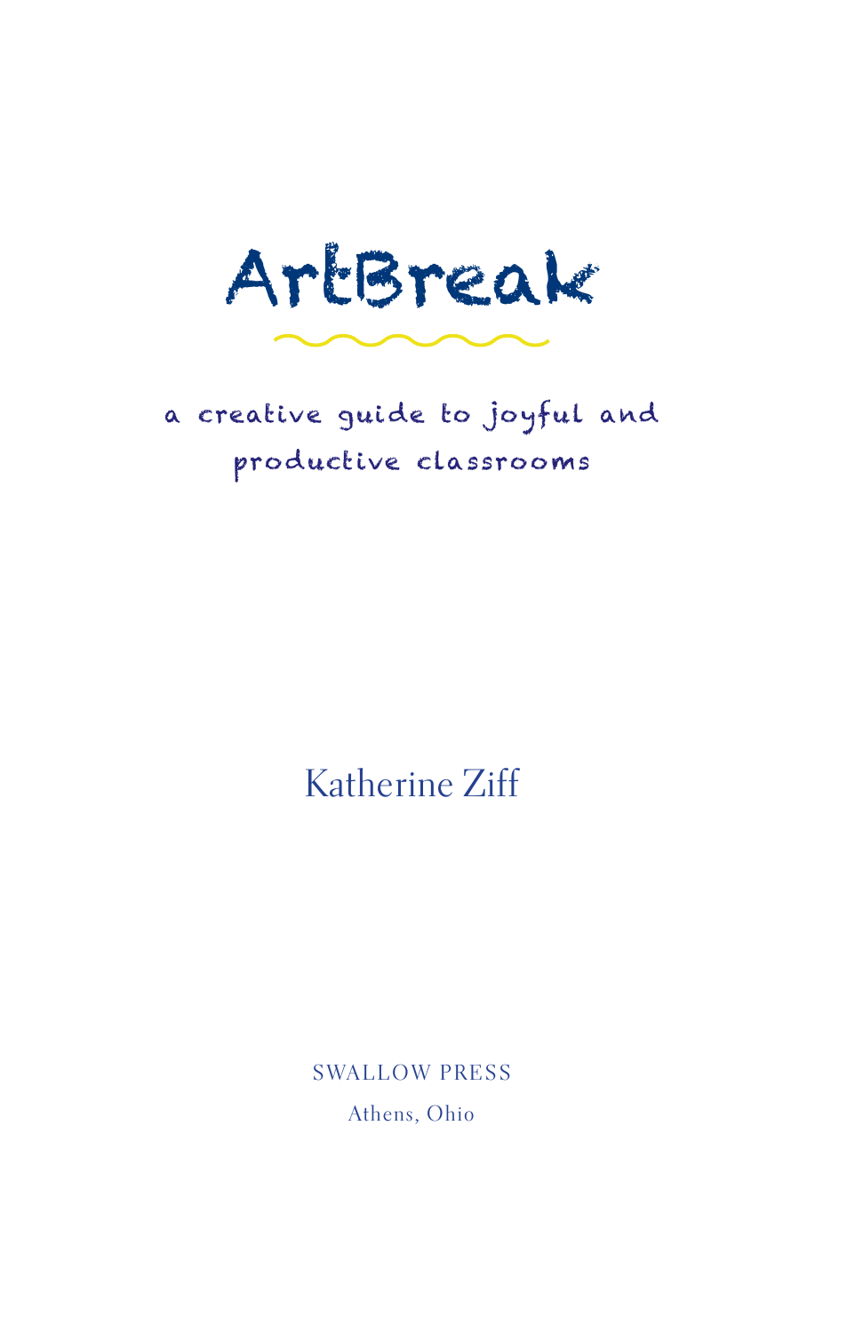# ArtBreak

a creative guide to joyful and productive classrooms

Katherine Ziff

SWALLOW PRESS

Athens, Ohio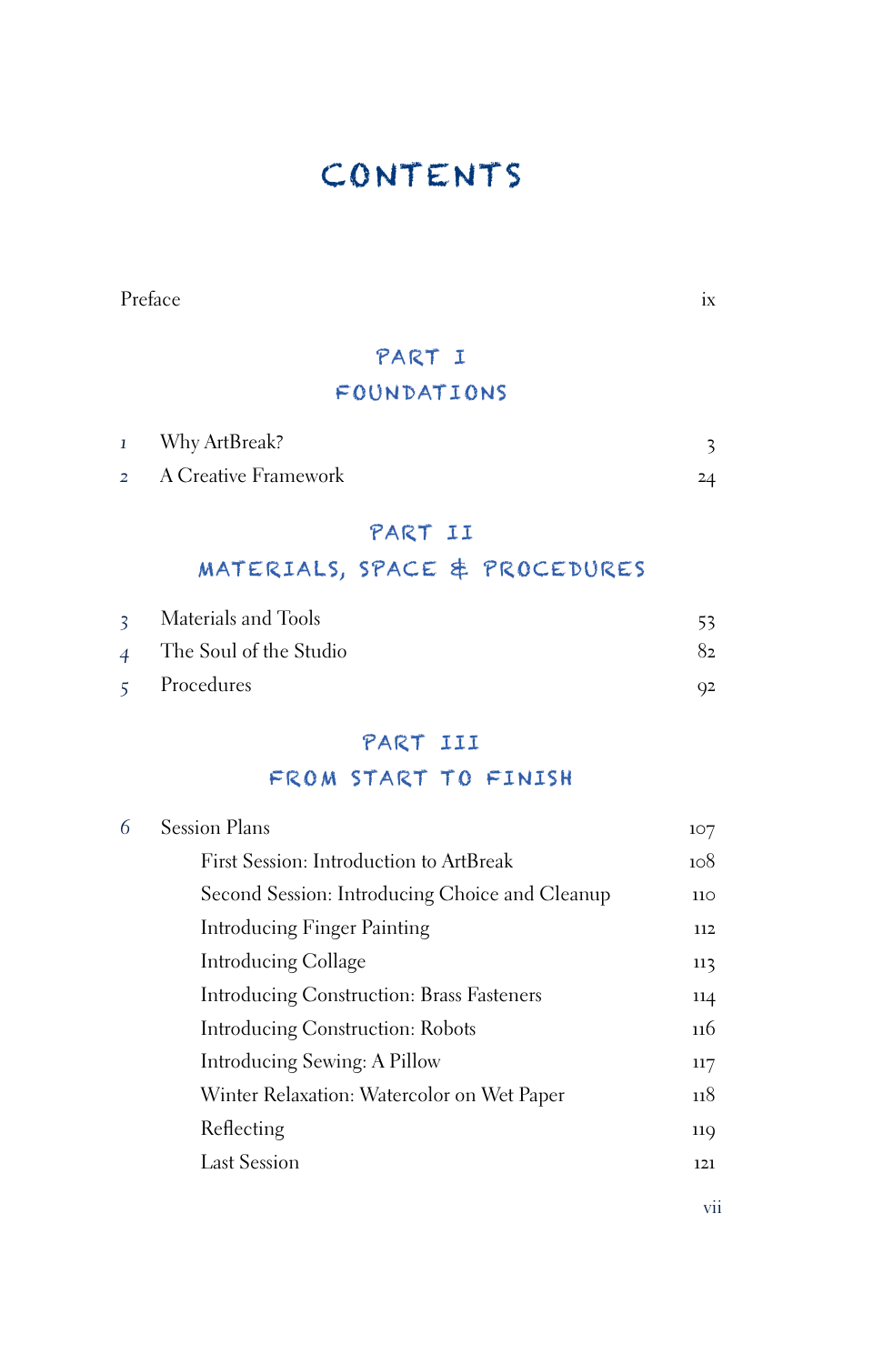# CONTENTS

| | | |
|---|---|---|
| | Preface | ix |

## PART I
## FOUNDATIONS

| | | |
|---|---|---|
| 1 | Why ArtBreak? | 3 |
| 2 | A Creative Framework | 24 |

## PART II
## MATERIALS, SPACE & PROCEDURES

| | | |
|---|---|---|
| 3 | Materials and Tools | 53 |
| 4 | The Soul of the Studio | 82 |
| 5 | Procedures | 92 |

## PART III
## FROM START TO FINISH

| | | |
|---|---|---|
| 6 | Session Plans | 107 |
| | First Session: Introduction to ArtBreak | 108 |
| | Second Session: Introducing Choice and Cleanup | 110 |
| | Introducing Finger Painting | 112 |
| | Introducing Collage | 113 |
| | Introducing Construction: Brass Fasteners | 114 |
| | Introducing Construction: Robots | 116 |
| | Introducing Sewing: A Pillow | 117 |
| | Winter Relaxation: Watercolor on Wet Paper | 118 |
| | Reflecting | 119 |
| | Last Session | 121 |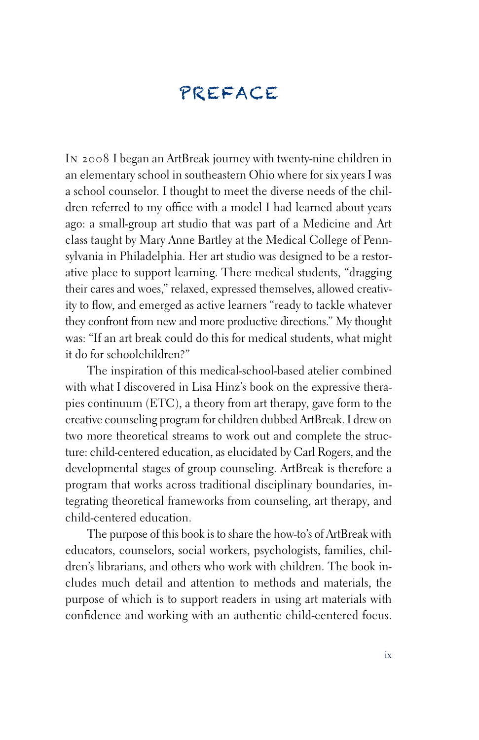# PREFACE

In 2008 I began an ArtBreak journey with twenty-nine children in an elementary school in southeastern Ohio where for six years I was a school counselor. I thought to meet the diverse needs of the children referred to my office with a model I had learned about years ago: a small-group art studio that was part of a Medicine and Art class taught by Mary Anne Bartley at the Medical College of Pennsylvania in Philadelphia. Her art studio was designed to be a restorative place to support learning. There medical students, "dragging their cares and woes," relaxed, expressed themselves, allowed creativity to flow, and emerged as active learners "ready to tackle whatever they confront from new and more productive directions." My thought was: "If an art break could do this for medical students, what might it do for schoolchildren?"

The inspiration of this medical-school-based atelier combined with what I discovered in Lisa Hinz's book on the expressive therapies continuum (ETC), a theory from art therapy, gave form to the creative counseling program for children dubbed ArtBreak. I drew on two more theoretical streams to work out and complete the structure: child-centered education, as elucidated by Carl Rogers, and the developmental stages of group counseling. ArtBreak is therefore a program that works across traditional disciplinary boundaries, integrating theoretical frameworks from counseling, art therapy, and child-centered education.

The purpose of this book is to share the how-to's of ArtBreak with educators, counselors, social workers, psychologists, families, children's librarians, and others who work with children. The book includes much detail and attention to methods and materials, the purpose of which is to support readers in using art materials with confidence and working with an authentic child-centered focus.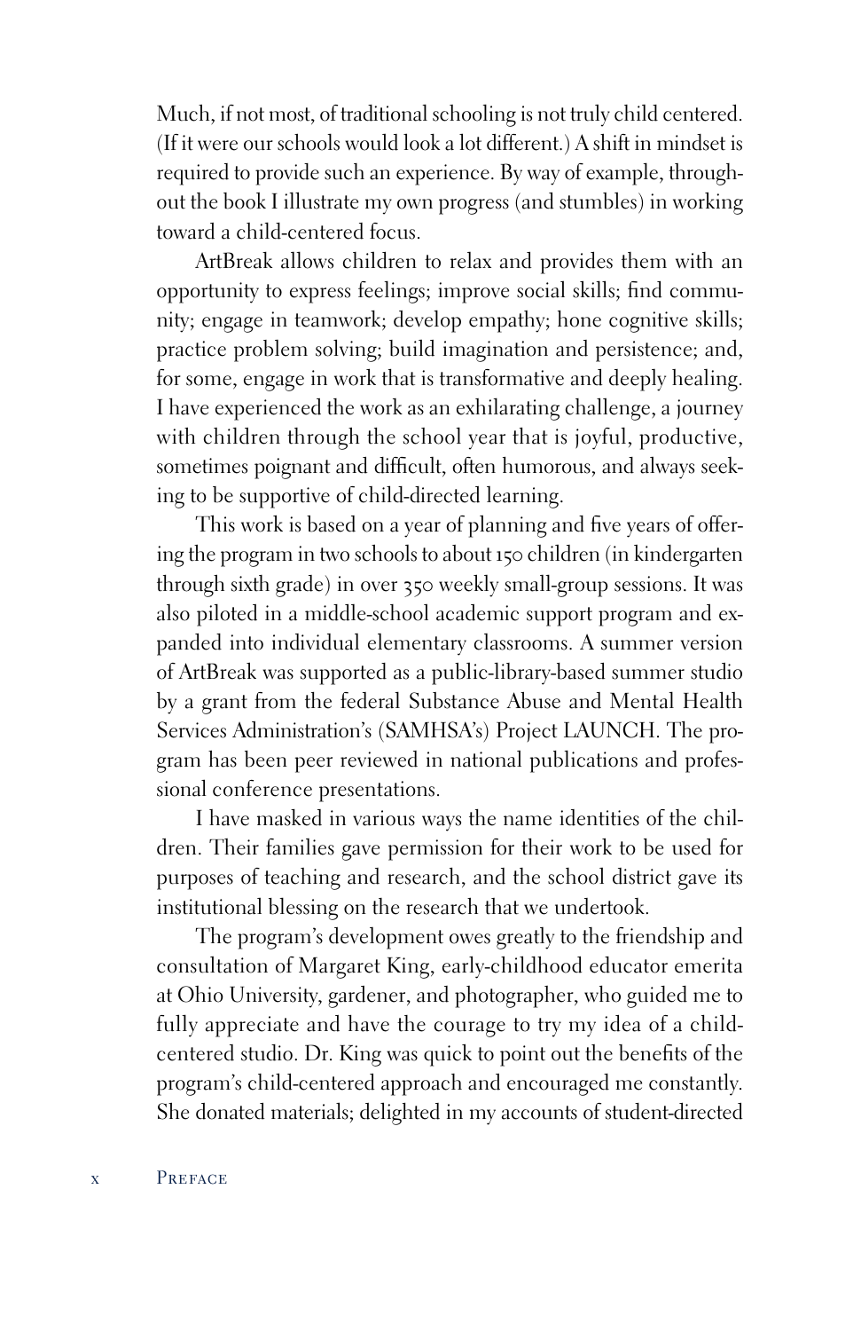Much, if not most, of traditional schooling is not truly child centered. (If it were our schools would look a lot different.) A shift in mindset is required to provide such an experience. By way of example, throughout the book I illustrate my own progress (and stumbles) in working toward a child-centered focus.

ArtBreak allows children to relax and provides them with an opportunity to express feelings; improve social skills; find community; engage in teamwork; develop empathy; hone cognitive skills; practice problem solving; build imagination and persistence; and, for some, engage in work that is transformative and deeply healing. I have experienced the work as an exhilarating challenge, a journey with children through the school year that is joyful, productive, sometimes poignant and difficult, often humorous, and always seeking to be supportive of child-directed learning.

This work is based on a year of planning and five years of offering the program in two schools to about 150 children (in kindergarten through sixth grade) in over 350 weekly small-group sessions. It was also piloted in a middle-school academic support program and expanded into individual elementary classrooms. A summer version of ArtBreak was supported as a public-library-based summer studio by a grant from the federal Substance Abuse and Mental Health Services Administration's (SAMHSA's) Project LAUNCH. The program has been peer reviewed in national publications and professional conference presentations.

I have masked in various ways the name identities of the children. Their families gave permission for their work to be used for purposes of teaching and research, and the school district gave its institutional blessing on the research that we undertook.

The program's development owes greatly to the friendship and consultation of Margaret King, early-childhood educator emerita at Ohio University, gardener, and photographer, who guided me to fully appreciate and have the courage to try my idea of a child-centered studio. Dr. King was quick to point out the benefits of the program's child-centered approach and encouraged me constantly. She donated materials; delighted in my accounts of student-directed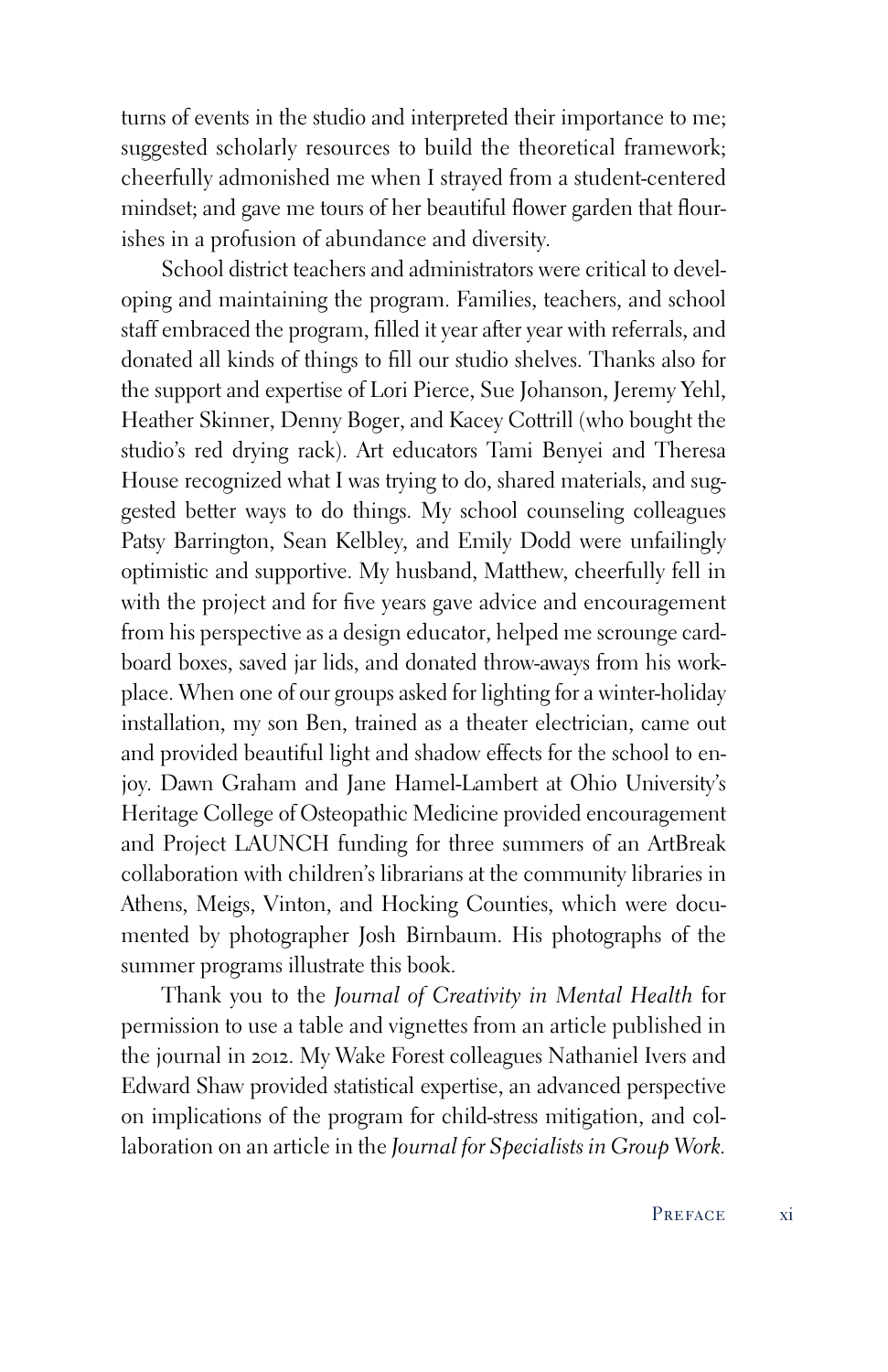turns of events in the studio and interpreted their importance to me; suggested scholarly resources to build the theoretical framework; cheerfully admonished me when I strayed from a student-centered mindset; and gave me tours of her beautiful flower garden that flourishes in a profusion of abundance and diversity.

School district teachers and administrators were critical to developing and maintaining the program. Families, teachers, and school staff embraced the program, filled it year after year with referrals, and donated all kinds of things to fill our studio shelves. Thanks also for the support and expertise of Lori Pierce, Sue Johanson, Jeremy Yehl, Heather Skinner, Denny Boger, and Kacey Cottrill (who bought the studio's red drying rack). Art educators Tami Benyei and Theresa House recognized what I was trying to do, shared materials, and suggested better ways to do things. My school counseling colleagues Patsy Barrington, Sean Kelbley, and Emily Dodd were unfailingly optimistic and supportive. My husband, Matthew, cheerfully fell in with the project and for five years gave advice and encouragement from his perspective as a design educator, helped me scrounge cardboard boxes, saved jar lids, and donated throw-aways from his workplace. When one of our groups asked for lighting for a winter-holiday installation, my son Ben, trained as a theater electrician, came out and provided beautiful light and shadow effects for the school to enjoy. Dawn Graham and Jane Hamel-Lambert at Ohio University's Heritage College of Osteopathic Medicine provided encouragement and Project LAUNCH funding for three summers of an ArtBreak collaboration with children's librarians at the community libraries in Athens, Meigs, Vinton, and Hocking Counties, which were documented by photographer Josh Birnbaum. His photographs of the summer programs illustrate this book.

Thank you to the *Journal of Creativity in Mental Health* for permission to use a table and vignettes from an article published in the journal in 2012. My Wake Forest colleagues Nathaniel Ivers and Edward Shaw provided statistical expertise, an advanced perspective on implications of the program for child-stress mitigation, and collaboration on an article in the *Journal for Specialists in Group Work.*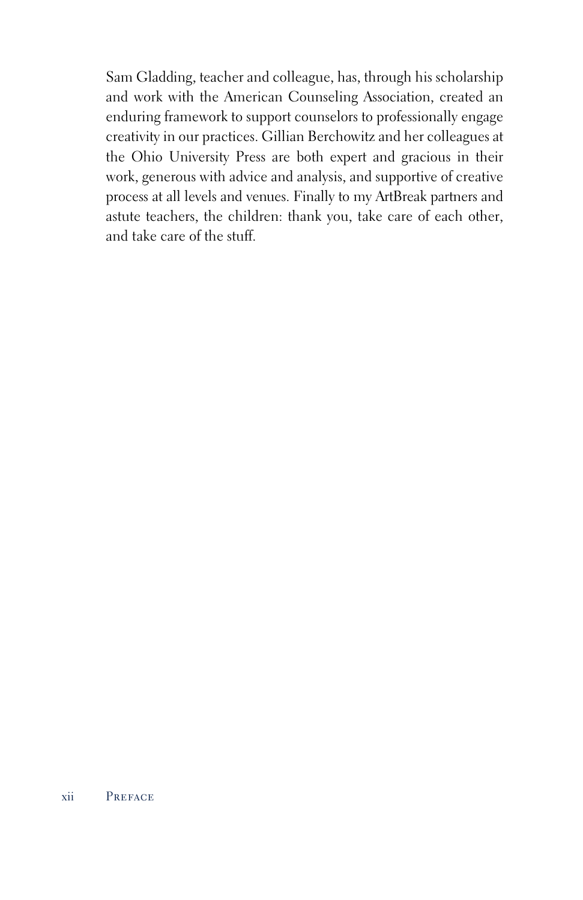Sam Gladding, teacher and colleague, has, through his scholarship and work with the American Counseling Association, created an enduring framework to support counselors to professionally engage creativity in our practices. Gillian Berchowitz and her colleagues at the Ohio University Press are both expert and gracious in their work, generous with advice and analysis, and supportive of creative process at all levels and venues. Finally to my ArtBreak partners and astute teachers, the children: thank you, take care of each other, and take care of the stuff.